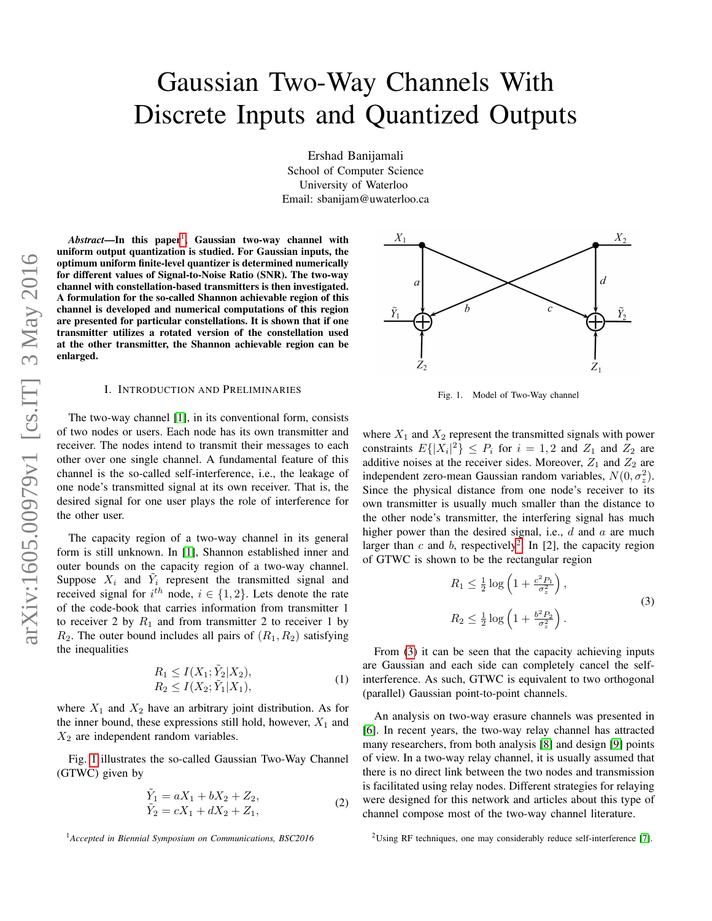# Gaussian Two-Way Channels With Discrete Inputs and Quantized Outputs

Ershad Banijamali
School of Computer Science
University of Waterloo
Email: sbanijam@uwaterloo.ca

***Abstract*—In this paper[1], Gaussian two-way channel with uniform output quantization is studied. For Gaussian inputs, the optimum uniform finite-level quantizer is determined numerically for different values of Signal-to-Noise Ratio (SNR). The two-way channel with constellation-based transmitters is then investigated. A formulation for the so-called Shannon achievable region of this channel is developed and numerical computations of this region are presented for particular constellations. It is shown that if one transmitter utilizes a rotated version of the constellation used at the other transmitter, the Shannon achievable region can be enlarged.**

## I. Introduction and Preliminaries

The two-way channel [1], in its conventional form, consists of two nodes or users. Each node has its own transmitter and receiver. The nodes intend to transmit their messages to each other over one single channel. A fundamental feature of this channel is the so-called self-interference, i.e., the leakage of one node's transmitted signal at its own receiver. That is, the desired signal for one user plays the role of interference for the other user.

The capacity region of a two-way channel in its general form is still unknown. In [1], Shannon established inner and outer bounds on the capacity region of a two-way channel. Suppose $X_i$ and $\tilde{Y}_i$ represent the transmitted signal and received signal for $i^{th}$ node, $i \in \{1, 2\}$. Lets denote the rate of the code-book that carries information from transmitter 1 to receiver 2 by $R_1$ and from transmitter 2 to receiver 1 by $R_2$. The outer bound includes all pairs of $(R_1, R_2)$ satisfying the inequalities

$$
\begin{aligned}
R_1 &\leq I(X_1; \tilde{Y}_2 | X_2), \\
R_2 &\leq I(X_2; \tilde{Y}_1 | X_1),
\end{aligned}
\tag{1}
$$

where $X_1$ and $X_2$ have an arbitrary joint distribution. As for the inner bound, these expressions still hold, however, $X_1$ and $X_2$ are independent random variables.

Fig. 1 illustrates the so-called Gaussian Two-Way Channel (GTWC) given by

$$
\begin{aligned}
\tilde{Y}_1 &= aX_1 + bX_2 + Z_2, \\
\tilde{Y}_2 &= cX_1 + dX_2 + Z_1,
\end{aligned}
\tag{2}
$$

Fig. 1. Model of Two-Way channel

where $X_1$ and $X_2$ represent the transmitted signals with power constraints $E\{|X_i|^2\} \leq P_i$ for $i = 1, 2$ and $Z_1$ and $Z_2$ are additive noises at the receiver sides. Moreover, $Z_1$ and $Z_2$ are independent zero-mean Gaussian random variables, $N(0, \sigma_z^2)$. Since the physical distance from one node's receiver to its own transmitter is usually much smaller than the distance to the other node's transmitter, the interfering signal has much higher power than the desired signal, i.e., $d$ and $a$ are much larger than $c$ and $b$, respectively[2]. In [2], the capacity region of GTWC is shown to be the rectangular region

$$
\begin{aligned}
R_1 &\leq \tfrac{1}{2} \log \left( 1 + \tfrac{c^2 P_1}{\sigma_z^2} \right), \\
R_2 &\leq \tfrac{1}{2} \log \left( 1 + \tfrac{b^2 P_2}{\sigma_z^2} \right).
\end{aligned}
\tag{3}
$$

From (3) it can be seen that the capacity achieving inputs are Gaussian and each side can completely cancel the self-interference. As such, GTWC is equivalent to two orthogonal (parallel) Gaussian point-to-point channels.

An analysis on two-way erasure channels was presented in [6]. In recent years, the two-way relay channel has attracted many researchers, from both analysis [8] and design [9] points of view. In a two-way relay channel, it is usually assumed that there is no direct link between the two nodes and transmission is facilitated using relay nodes. Different strategies for relaying were designed for this network and articles about this type of channel compose most of the two-way channel literature.

[1] *Accepted in Biennial Symposium on Communications, BSC2016*

[2] Using RF techniques, one may considerably reduce self-interference [7].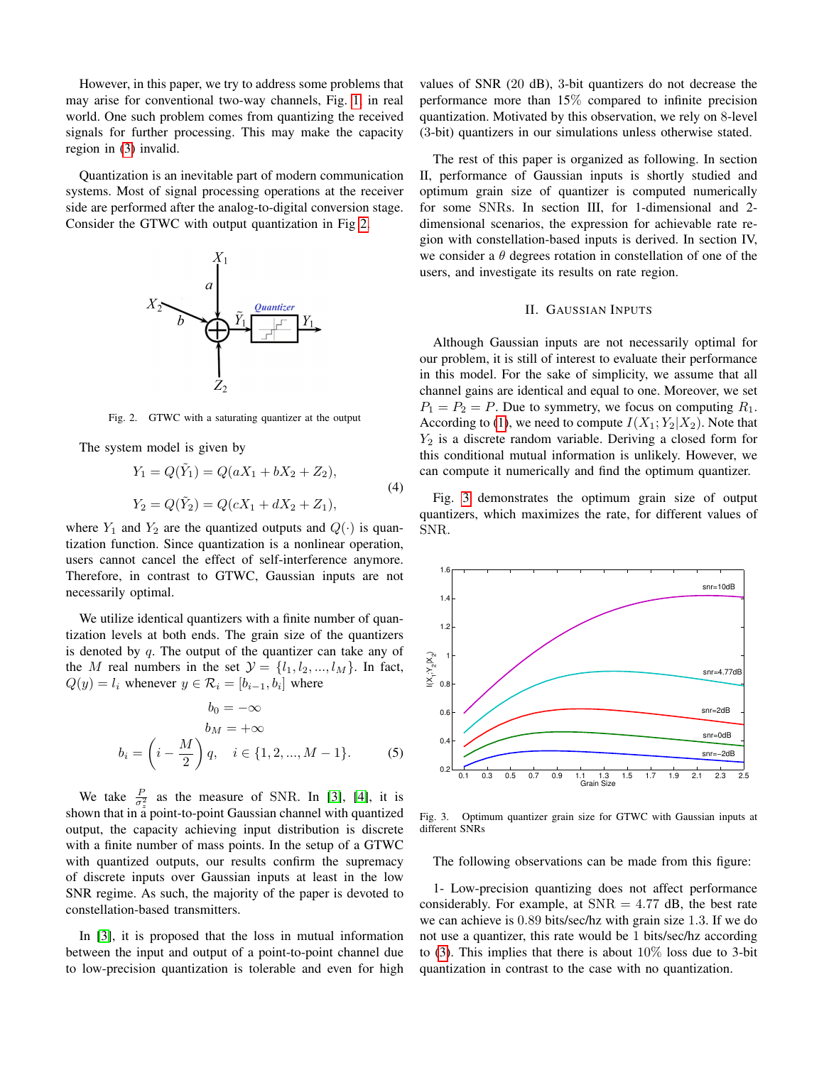However, in this paper, we try to address some problems that may arise for conventional two-way channels, Fig. 1, in real world. One such problem comes from quantizing the received signals for further processing. This may make the capacity region in (3) invalid.

Quantization is an inevitable part of modern communication systems. Most of signal processing operations at the receiver side are performed after the analog-to-digital conversion stage. Consider the GTWC with output quantization in Fig 2.

Fig. 2. GTWC with a saturating quantizer at the output

The system model is given by

$$
\begin{aligned}
Y_1 &= Q(\tilde{Y}_1) = Q(aX_1 + bX_2 + Z_2), \\
Y_2 &= Q(\tilde{Y}_2) = Q(cX_1 + dX_2 + Z_1),
\end{aligned} \tag{4}
$$

where $Y_1$ and $Y_2$ are the quantized outputs and $Q(\cdot)$ is quantization function. Since quantization is a nonlinear operation, users cannot cancel the effect of self-interference anymore. Therefore, in contrast to GTWC, Gaussian inputs are not necessarily optimal.

We utilize identical quantizers with a finite number of quantization levels at both ends. The grain size of the quantizers is denoted by $q$. The output of the quantizer can take any of the $M$ real numbers in the set $\mathcal{Y} = \{l_1, l_2, ..., l_M\}$. In fact, $Q(y) = l_i$ whenever $y \in \mathcal{R}_i = [b_{i-1}, b_i]$ where

$$
\begin{aligned}
b_0 &= -\infty \\
b_M &= +\infty \\
b_i &= \left(i - \frac{M}{2}\right) q, \quad i \in \{1, 2, ..., M-1\}.
\end{aligned} \tag{5}
$$

We take $\frac{P}{\sigma_z^2}$ as the measure of SNR. In [3], [4], it is shown that in a point-to-point Gaussian channel with quantized output, the capacity achieving input distribution is discrete with a finite number of mass points. In the setup of a GTWC with quantized outputs, our results confirm the supremacy of discrete inputs over Gaussian inputs at least in the low SNR regime. As such, the majority of the paper is devoted to constellation-based transmitters.

In [3], it is proposed that the loss in mutual information between the input and output of a point-to-point channel due to low-precision quantization is tolerable and even for high values of SNR (20 dB), 3-bit quantizers do not decrease the performance more than 15% compared to infinite precision quantization. Motivated by this observation, we rely on 8-level (3-bit) quantizers in our simulations unless otherwise stated.

The rest of this paper is organized as following. In section II, performance of Gaussian inputs is shortly studied and optimum grain size of quantizer is computed numerically for some SNRs. In section III, for 1-dimensional and 2-dimensional scenarios, the expression for achievable rate region with constellation-based inputs is derived. In section IV, we consider a $\theta$ degrees rotation in constellation of one of the users, and investigate its results on rate region.

## II. Gaussian Inputs

Although Gaussian inputs are not necessarily optimal for our problem, it is still of interest to evaluate their performance in this model. For the sake of simplicity, we assume that all channel gains are identical and equal to one. Moreover, we set $P_1 = P_2 = P$. Due to symmetry, we focus on computing $R_1$. According to (1), we need to compute $I(X_1; Y_2|X_2)$. Note that $Y_2$ is a discrete random variable. Deriving a closed form for this conditional mutual information is unlikely. However, we can compute it numerically and find the optimum quantizer.

Fig. 3 demonstrates the optimum grain size of output quantizers, which maximizes the rate, for different values of SNR.

Fig. 3. Optimum quantizer grain size for GTWC with Gaussian inputs at different SNRs

The following observations can be made from this figure:

1- Low-precision quantizing does not affect performance considerably. For example, at SNR = 4.77 dB, the best rate we can achieve is 0.89 bits/sec/hz with grain size 1.3. If we do not use a quantizer, this rate would be 1 bits/sec/hz according to (3). This implies that there is about 10% loss due to 3-bit quantization in contrast to the case with no quantization.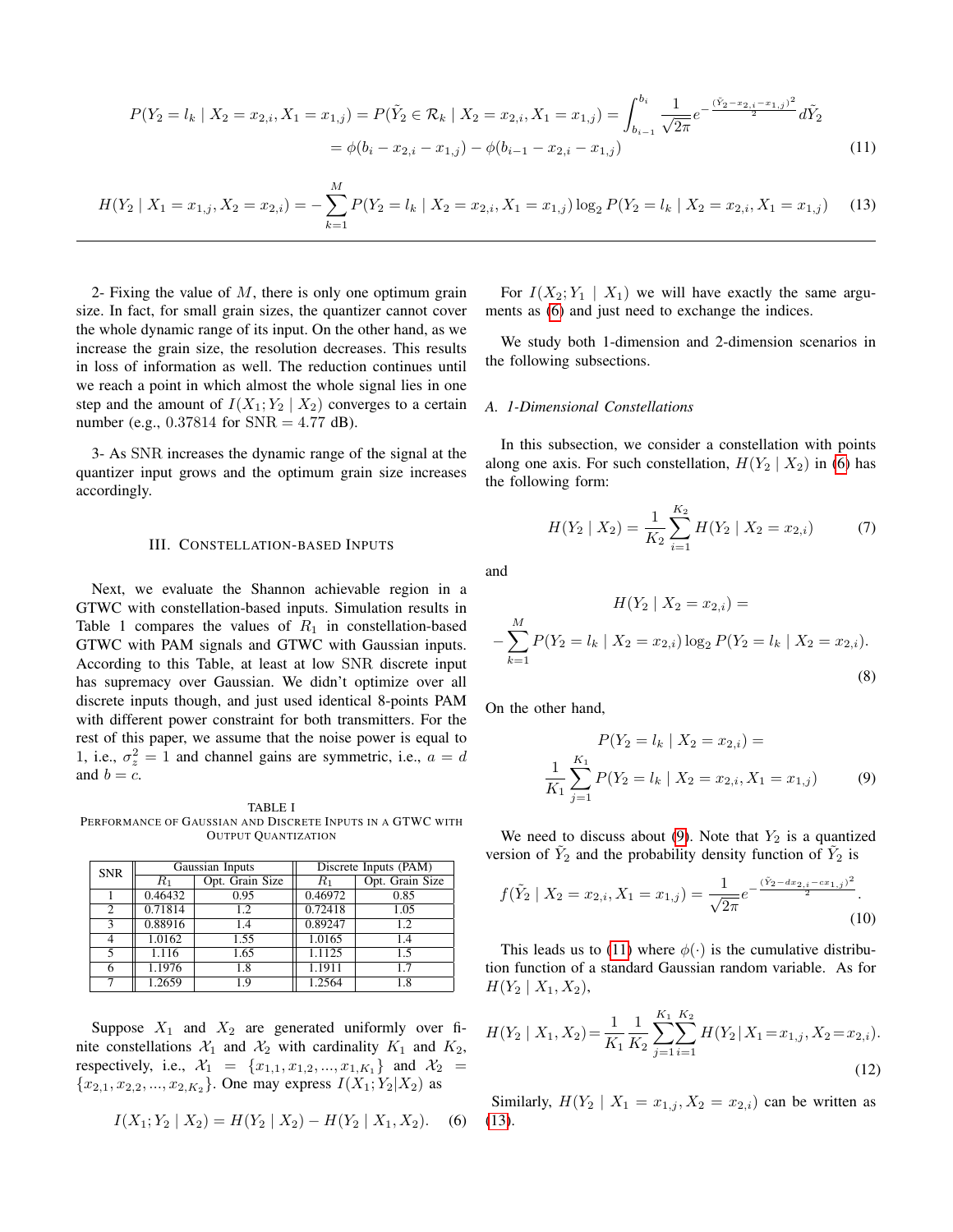$$P(Y_2 = l_k \mid X_2 = x_{2,i}, X_1 = x_{1,j}) = P(\tilde{Y}_2 \in \mathcal{R}_k \mid X_2 = x_{2,i}, X_1 = x_{1,j}) = \int_{b_{i-1}}^{b_i} \frac{1}{\sqrt{2\pi}} e^{-\frac{(\tilde{Y}_2 - x_{2,i} - x_{1,j})^2}{2}} d\tilde{Y}_2$$
$$= \phi(b_i - x_{2,i} - x_{1,j}) - \phi(b_{i-1} - x_{2,i} - x_{1,j}) \tag{11}$$

$$H(Y_2 \mid X_1 = x_{1,j}, X_2 = x_{2,i}) = -\sum_{k=1}^{M} P(Y_2 = l_k \mid X_2 = x_{2,i}, X_1 = x_{1,j}) \log_2 P(Y_2 = l_k \mid X_2 = x_{2,i}, X_1 = x_{1,j}) \tag{13}$$

2- Fixing the value of $M$, there is only one optimum grain size. In fact, for small grain sizes, the quantizer cannot cover the whole dynamic range of its input. On the other hand, as we increase the grain size, the resolution decreases. This results in loss of information as well. The reduction continues until we reach a point in which almost the whole signal lies in one step and the amount of $I(X_1; Y_2 \mid X_2)$ converges to a certain number (e.g., 0.37814 for SNR $= 4.77$ dB).

3- As SNR increases the dynamic range of the signal at the quantizer input grows and the optimum grain size increases accordingly.

## III. Constellation-based Inputs

Next, we evaluate the Shannon achievable region in a GTWC with constellation-based inputs. Simulation results in Table 1 compares the values of $R_1$ in constellation-based GTWC with PAM signals and GTWC with Gaussian inputs. According to this Table, at least at low SNR discrete input has supremacy over Gaussian. We didn't optimize over all discrete inputs though, and just used identical 8-points PAM with different power constraint for both transmitters. For the rest of this paper, we assume that the noise power is equal to 1, i.e., $\sigma_z^2 = 1$ and channel gains are symmetric, i.e., $a = d$ and $b = c$.

TABLE I
Performance of Gaussian and Discrete Inputs in a GTWC with Output Quantization

| SNR | Gaussian Inputs | | Discrete Inputs (PAM) | |
|---|---|---|---|---|
| | $R_1$ | Opt. Grain Size | $R_1$ | Opt. Grain Size |
| 1 | 0.46432 | 0.95 | 0.46972 | 0.85 |
| 2 | 0.71814 | 1.2 | 0.72418 | 1.05 |
| 3 | 0.88916 | 1.4 | 0.89247 | 1.2 |
| 4 | 1.0162 | 1.55 | 1.0165 | 1.4 |
| 5 | 1.116 | 1.65 | 1.1125 | 1.5 |
| 6 | 1.1976 | 1.8 | 1.1911 | 1.7 |
| 7 | 1.2659 | 1.9 | 1.2564 | 1.8 |

Suppose $X_1$ and $X_2$ are generated uniformly over finite constellations $\mathcal{X}_1$ and $\mathcal{X}_2$ with cardinality $K_1$ and $K_2$, respectively, i.e., $\mathcal{X}_1 = \{x_{1,1}, x_{1,2}, ..., x_{1,K_1}\}$ and $\mathcal{X}_2 = \{x_{2,1}, x_{2,2}, ..., x_{2,K_2}\}$. One may express $I(X_1; Y_2|X_2)$ as

$$I(X_1; Y_2 \mid X_2) = H(Y_2 \mid X_2) - H(Y_2 \mid X_1, X_2). \tag{6}$$

For $I(X_2; Y_1 \mid X_1)$ we will have exactly the same arguments as (6) and just need to exchange the indices.

We study both 1-dimension and 2-dimension scenarios in the following subsections.

### A. 1-Dimensional Constellations

In this subsection, we consider a constellation with points along one axis. For such constellation, $H(Y_2 \mid X_2)$ in (6) has the following form:

$$H(Y_2 \mid X_2) = \frac{1}{K_2} \sum_{i=1}^{K_2} H(Y_2 \mid X_2 = x_{2,i}) \tag{7}$$

and

$$H(Y_2 \mid X_2 = x_{2,i}) = -\sum_{k=1}^{M} P(Y_2 = l_k \mid X_2 = x_{2,i}) \log_2 P(Y_2 = l_k \mid X_2 = x_{2,i}). \tag{8}$$

On the other hand,

$$P(Y_2 = l_k \mid X_2 = x_{2,i}) = \frac{1}{K_1} \sum_{j=1}^{K_1} P(Y_2 = l_k \mid X_2 = x_{2,i}, X_1 = x_{1,j}) \tag{9}$$

We need to discuss about (9). Note that $Y_2$ is a quantized version of $\tilde{Y}_2$ and the probability density function of $\tilde{Y}_2$ is

$$f(\tilde{Y}_2 \mid X_2 = x_{2,i}, X_1 = x_{1,j}) = \frac{1}{\sqrt{2\pi}} e^{-\frac{(\tilde{Y}_2 - dx_{2,i} - cx_{1,j})^2}{2}}. \tag{10}$$

This leads us to (11) where $\phi(\cdot)$ is the cumulative distribution function of a standard Gaussian random variable. As for $H(Y_2 \mid X_1, X_2)$,

$$H(Y_2 \mid X_1, X_2) = \frac{1}{K_1} \frac{1}{K_2} \sum_{j=1}^{K_1} \sum_{i=1}^{K_2} H(Y_2 \mid X_1 = x_{1,j}, X_2 = x_{2,i}). \tag{12}$$

Similarly, $H(Y_2 \mid X_1 = x_{1,j}, X_2 = x_{2,i})$ can be written as (13).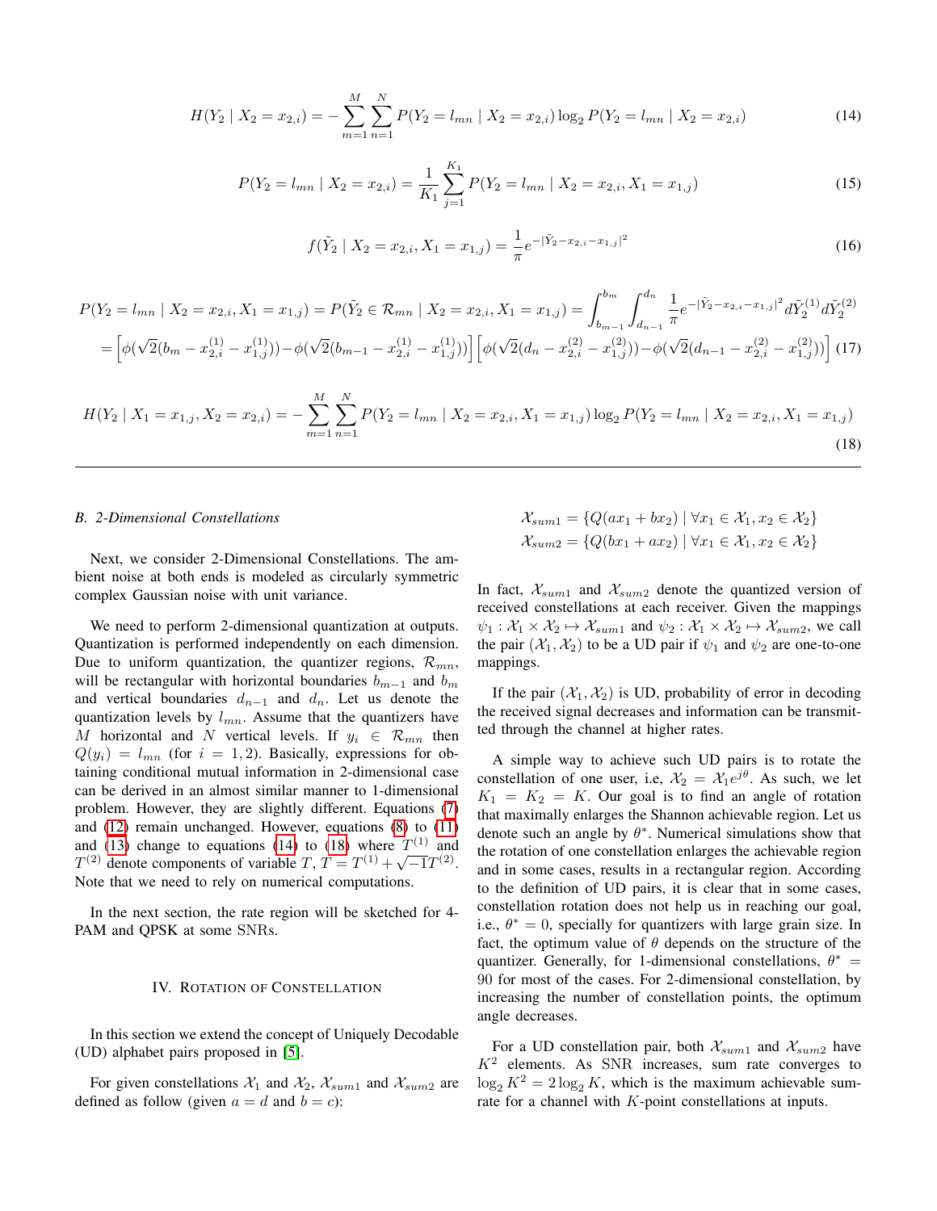$$H(Y_2 \mid X_2 = x_{2,i}) = -\sum_{m=1}^{M}\sum_{n=1}^{N} P(Y_2 = l_{mn} \mid X_2 = x_{2,i}) \log_2 P(Y_2 = l_{mn} \mid X_2 = x_{2,i}) \tag{14}$$

$$P(Y_2 = l_{mn} \mid X_2 = x_{2,i}) = \frac{1}{K_1}\sum_{j=1}^{K_1} P(Y_2 = l_{mn} \mid X_2 = x_{2,i}, X_1 = x_{1,j}) \tag{15}$$

$$f(\tilde{Y}_2 \mid X_2 = x_{2,i}, X_1 = x_{1,j}) = \frac{1}{\pi} e^{-|\tilde{Y}_2 - x_{2,i} - x_{1,j}|^2} \tag{16}$$

$$\begin{aligned} P(Y_2 = l_{mn} \mid X_2 = x_{2,i}, X_1 = x_{1,j}) &= P(\tilde{Y}_2 \in \mathcal{R}_{mn} \mid X_2 = x_{2,i}, X_1 = x_{1,j}) = \int_{b_{m-1}}^{b_m}\int_{d_{n-1}}^{d_n} \frac{1}{\pi} e^{-|\tilde{Y}_2 - x_{2,i} - x_{1,j}|^2} d\tilde{Y}_2^{(1)} d\tilde{Y}_2^{(2)} \\ &= \left[\phi(\sqrt{2}(b_m - x_{2,i}^{(1)} - x_{1,j}^{(1)})) - \phi(\sqrt{2}(b_{m-1} - x_{2,i}^{(1)} - x_{1,j}^{(1)}))\right]\left[\phi(\sqrt{2}(d_n - x_{2,i}^{(2)} - x_{1,j}^{(2)})) - \phi(\sqrt{2}(d_{n-1} - x_{2,i}^{(2)} - x_{1,j}^{(2)}))\right] \end{aligned} \tag{17}$$

$$H(Y_2 \mid X_1 = x_{1,j}, X_2 = x_{2,i}) = -\sum_{m=1}^{M}\sum_{n=1}^{N} P(Y_2 = l_{mn} \mid X_2 = x_{2,i}, X_1 = x_{1,j}) \log_2 P(Y_2 = l_{mn} \mid X_2 = x_{2,i}, X_1 = x_{1,j}) \tag{18}$$

### B. 2-Dimensional Constellations

Next, we consider 2-Dimensional Constellations. The ambient noise at both ends is modeled as circularly symmetric complex Gaussian noise with unit variance.

We need to perform 2-dimensional quantization at outputs. Quantization is performed independently on each dimension. Due to uniform quantization, the quantizer regions, $\mathcal{R}_{mn}$, will be rectangular with horizontal boundaries $b_{m-1}$ and $b_m$ and vertical boundaries $d_{n-1}$ and $d_n$. Let us denote the quantization levels by $l_{mn}$. Assume that the quantizers have $M$ horizontal and $N$ vertical levels. If $y_i \in \mathcal{R}_{mn}$ then $Q(y_i) = l_{mn}$ (for $i = 1, 2$). Basically, expressions for obtaining conditional mutual information in 2-dimensional case can be derived in an almost similar manner to 1-dimensional problem. However, they are slightly different. Equations (7) and (12) remain unchanged. However, equations (8) to (11) and (13) change to equations (14) to (18) where $T^{(1)}$ and $T^{(2)}$ denote components of variable $T$, $T = T^{(1)} + \sqrt{-1}T^{(2)}$. Note that we need to rely on numerical computations.

In the next section, the rate region will be sketched for 4-PAM and QPSK at some SNRs.

## IV. Rotation of Constellation

In this section we extend the concept of Uniquely Decodable (UD) alphabet pairs proposed in [5].

For given constellations $\mathcal{X}_1$ and $\mathcal{X}_2$, $\mathcal{X}_{sum1}$ and $\mathcal{X}_{sum2}$ are defined as follow (given $a = d$ and $b = c$):

$$\mathcal{X}_{sum1} = \{Q(ax_1 + bx_2) \mid \forall x_1 \in \mathcal{X}_1, x_2 \in \mathcal{X}_2\}$$
$$\mathcal{X}_{sum2} = \{Q(bx_1 + ax_2) \mid \forall x_1 \in \mathcal{X}_1, x_2 \in \mathcal{X}_2\}$$

In fact, $\mathcal{X}_{sum1}$ and $\mathcal{X}_{sum2}$ denote the quantized version of received constellations at each receiver. Given the mappings $\psi_1 : \mathcal{X}_1 \times \mathcal{X}_2 \mapsto \mathcal{X}_{sum1}$ and $\psi_2 : \mathcal{X}_1 \times \mathcal{X}_2 \mapsto \mathcal{X}_{sum2}$, we call the pair $(\mathcal{X}_1, \mathcal{X}_2)$ to be a UD pair if $\psi_1$ and $\psi_2$ are one-to-one mappings.

If the pair $(\mathcal{X}_1, \mathcal{X}_2)$ is UD, probability of error in decoding the received signal decreases and information can be transmitted through the channel at higher rates.

A simple way to achieve such UD pairs is to rotate the constellation of one user, i.e, $\mathcal{X}_2 = \mathcal{X}_1 e^{j\theta}$. As such, we let $K_1 = K_2 = K$. Our goal is to find an angle of rotation that maximally enlarges the Shannon achievable region. Let us denote such an angle by $\theta^*$. Numerical simulations show that the rotation of one constellation enlarges the achievable region and in some cases, results in a rectangular region. According to the definition of UD pairs, it is clear that in some cases, constellation rotation does not help us in reaching our goal, i.e., $\theta^* = 0$, specially for quantizers with large grain size. In fact, the optimum value of $\theta$ depends on the structure of the quantizer. Generally, for 1-dimensional constellations, $\theta^* = 90$ for most of the cases. For 2-dimensional constellation, by increasing the number of constellation points, the optimum angle decreases.

For a UD constellation pair, both $\mathcal{X}_{sum1}$ and $\mathcal{X}_{sum2}$ have $K^2$ elements. As SNR increases, sum rate converges to $\log_2 K^2 = 2\log_2 K$, which is the maximum achievable sum-rate for a channel with $K$-point constellations at inputs.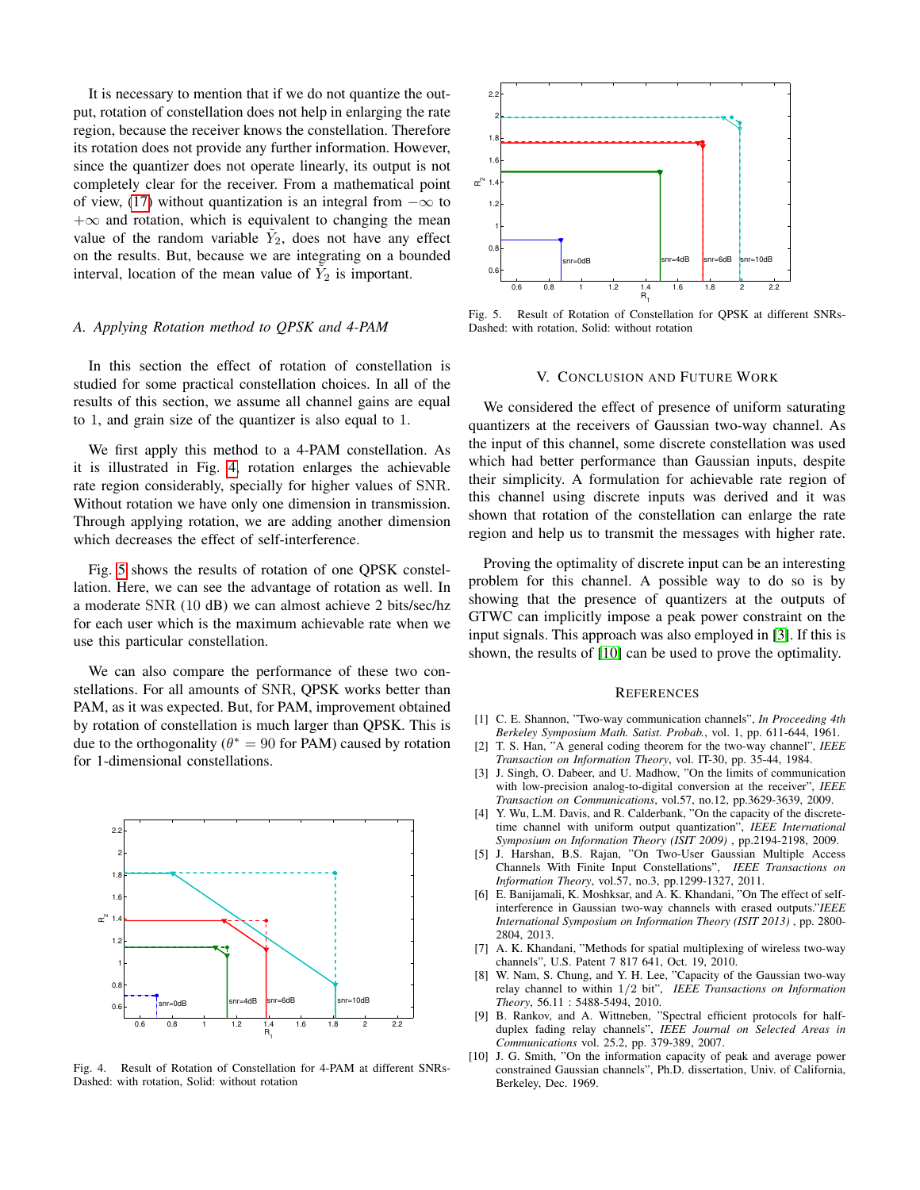It is necessary to mention that if we do not quantize the output, rotation of constellation does not help in enlarging the rate region, because the receiver knows the constellation. Therefore its rotation does not provide any further information. However, since the quantizer does not operate linearly, its output is not completely clear for the receiver. From a mathematical point of view, (17) without quantization is an integral from $-\infty$ to $+\infty$ and rotation, which is equivalent to changing the mean value of the random variable $\tilde{Y}_2$, does not have any effect on the results. But, because we are integrating on a bounded interval, location of the mean value of $\tilde{Y}_2$ is important.

### A. Applying Rotation method to QPSK and 4-PAM

In this section the effect of rotation of constellation is studied for some practical constellation choices. In all of the results of this section, we assume all channel gains are equal to 1, and grain size of the quantizer is also equal to 1.

We first apply this method to a 4-PAM constellation. As it is illustrated in Fig. 4, rotation enlarges the achievable rate region considerably, specially for higher values of SNR. Without rotation we have only one dimension in transmission. Through applying rotation, we are adding another dimension which decreases the effect of self-interference.

Fig. 5 shows the results of rotation of one QPSK constellation. Here, we can see the advantage of rotation as well. In a moderate SNR (10 dB) we can almost achieve 2 bits/sec/hz for each user which is the maximum achievable rate when we use this particular constellation.

We can also compare the performance of these two constellations. For all amounts of SNR, QPSK works better than PAM, as it was expected. But, for PAM, improvement obtained by rotation of constellation is much larger than QPSK. This is due to the orthogonality ($\theta^* = 90$ for PAM) caused by rotation for 1-dimensional constellations.

R2
R1
snr=0dB
snr=4dB
snr=6dB
snr=10dB

Fig. 4. Result of Rotation of Constellation for 4-PAM at different SNRs- Dashed: with rotation, Solid: without rotation

R2
R1
snr=0dB
snr=4dB
snr=6dB
snr=10dB

Fig. 5. Result of Rotation of Constellation for QPSK at different SNRs- Dashed: with rotation, Solid: without rotation

## V. Conclusion and Future Work

We considered the effect of presence of uniform saturating quantizers at the receivers of Gaussian two-way channel. As the input of this channel, some discrete constellation was used which had better performance than Gaussian inputs, despite their simplicity. A formulation for achievable rate region of this channel using discrete inputs was derived and it was shown that rotation of the constellation can enlarge the rate region and help us to transmit the messages with higher rate.

Proving the optimality of discrete input can be an interesting problem for this channel. A possible way to do so is by showing that the presence of quantizers at the outputs of GTWC can implicitly impose a peak power constraint on the input signals. This approach was also employed in [3]. If this is shown, the results of [10] can be used to prove the optimality.

## References

[1] C. E. Shannon, "Two-way communication channels", *In Proceeding 4th Berkeley Symposium Math. Satist. Probab.*, vol. 1, pp. 611-644, 1961.

[2] T. S. Han, "A general coding theorem for the two-way channel", *IEEE Transaction on Information Theory*, vol. IT-30, pp. 35-44, 1984.

[3] J. Singh, O. Dabeer, and U. Madhow, "On the limits of communication with low-precision analog-to-digital conversion at the receiver", *IEEE Transaction on Communications*, vol.57, no.12, pp.3629-3639, 2009.

[4] Y. Wu, L.M. Davis, and R. Calderbank, "On the capacity of the discrete-time channel with uniform output quantization", *IEEE International Symposium on Information Theory (ISIT 2009)* , pp.2194-2198, 2009.

[5] J. Harshan, B.S. Rajan, "On Two-User Gaussian Multiple Access Channels With Finite Input Constellations", *IEEE Transactions on Information Theory*, vol.57, no.3, pp.1299-1327, 2011.

[6] E. Banijamali, K. Moshksar, and A. K. Khandani, "On The effect of self-interference in Gaussian two-way channels with erased outputs."*IEEE International Symposium on Information Theory (ISIT 2013)* , pp. 2800-2804, 2013.

[7] A. K. Khandani, "Methods for spatial multiplexing of wireless two-way channels", U.S. Patent 7 817 641, Oct. 19, 2010.

[8] W. Nam, S. Chung, and Y. H. Lee, "Capacity of the Gaussian two-way relay channel to within 1/2 bit", *IEEE Transactions on Information Theory*, 56.11 : 5488-5494, 2010.

[9] B. Rankov, and A. Wittneben, "Spectral efficient protocols for half-duplex fading relay channels", *IEEE Journal on Selected Areas in Communications* vol. 25.2, pp. 379-389, 2007.

[10] J. G. Smith, "On the information capacity of peak and average power constrained Gaussian channels", Ph.D. dissertation, Univ. of California, Berkeley, Dec. 1969.